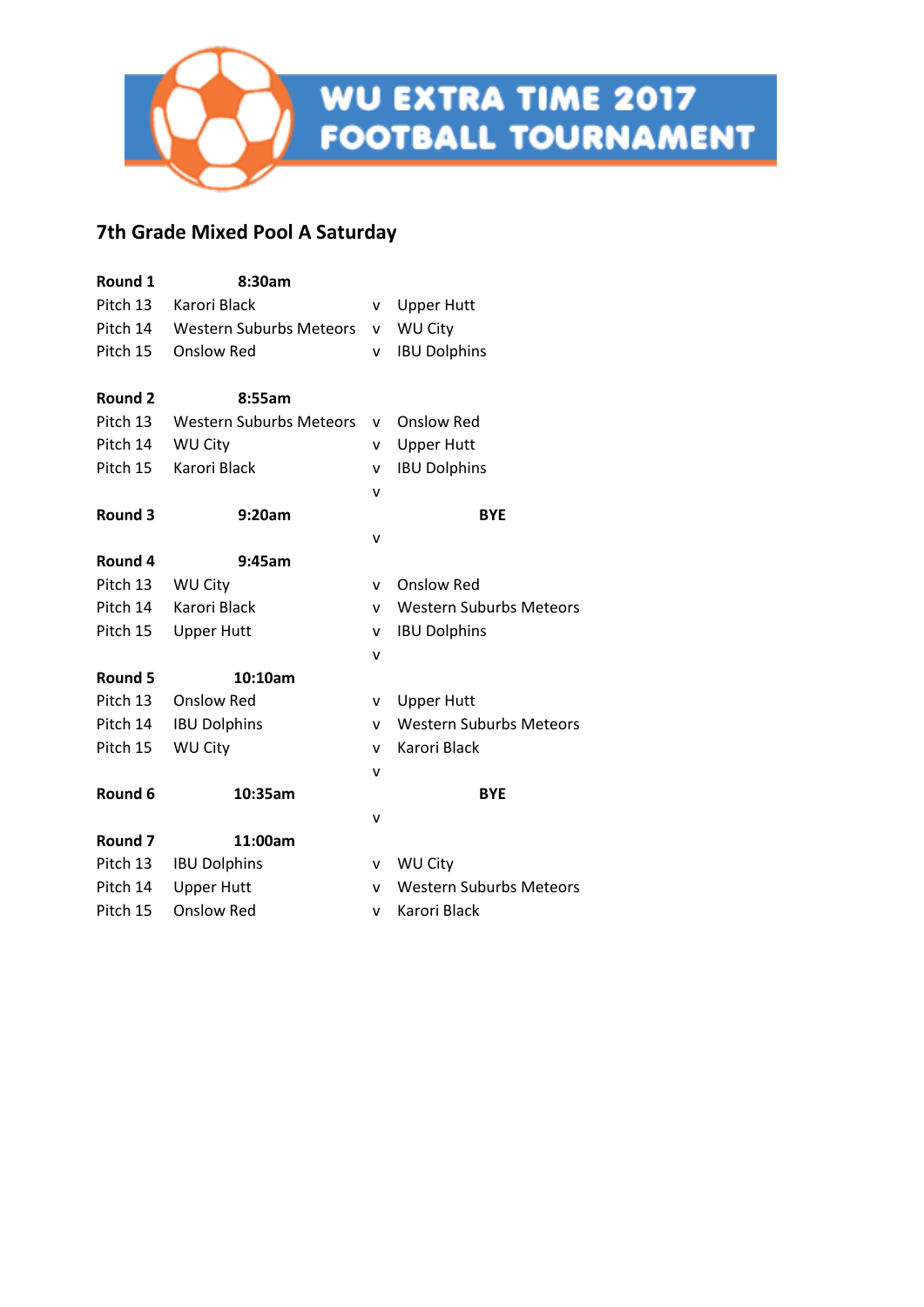# WU EXTRA TIME 2017 FOOTBALL TOURNAMENT

## 7th Grade Mixed Pool A Saturday

| | | | |
|---|---|---|---|
| **Round 1** | **8:30am** | | |
| Pitch 13 | Karori Black | v | Upper Hutt |
| Pitch 14 | Western Suburbs Meteors | v | WU City |
| Pitch 15 | Onslow Red | v | IBU Dolphins |
| | | | |
| **Round 2** | **8:55am** | | |
| Pitch 13 | Western Suburbs Meteors | v | Onslow Red |
| Pitch 14 | WU City | v | Upper Hutt |
| Pitch 15 | Karori Black | v | IBU Dolphins |
| | | v | |
| **Round 3** | **9:20am** | | **BYE** |
| | | v | |
| **Round 4** | **9:45am** | | |
| Pitch 13 | WU City | v | Onslow Red |
| Pitch 14 | Karori Black | v | Western Suburbs Meteors |
| Pitch 15 | Upper Hutt | v | IBU Dolphins |
| | | v | |
| **Round 5** | **10:10am** | | |
| Pitch 13 | Onslow Red | v | Upper Hutt |
| Pitch 14 | IBU Dolphins | v | Western Suburbs Meteors |
| Pitch 15 | WU City | v | Karori Black |
| | | v | |
| **Round 6** | **10:35am** | | **BYE** |
| | | v | |
| **Round 7** | **11:00am** | | |
| Pitch 13 | IBU Dolphins | v | WU City |
| Pitch 14 | Upper Hutt | v | Western Suburbs Meteors |
| Pitch 15 | Onslow Red | v | Karori Black |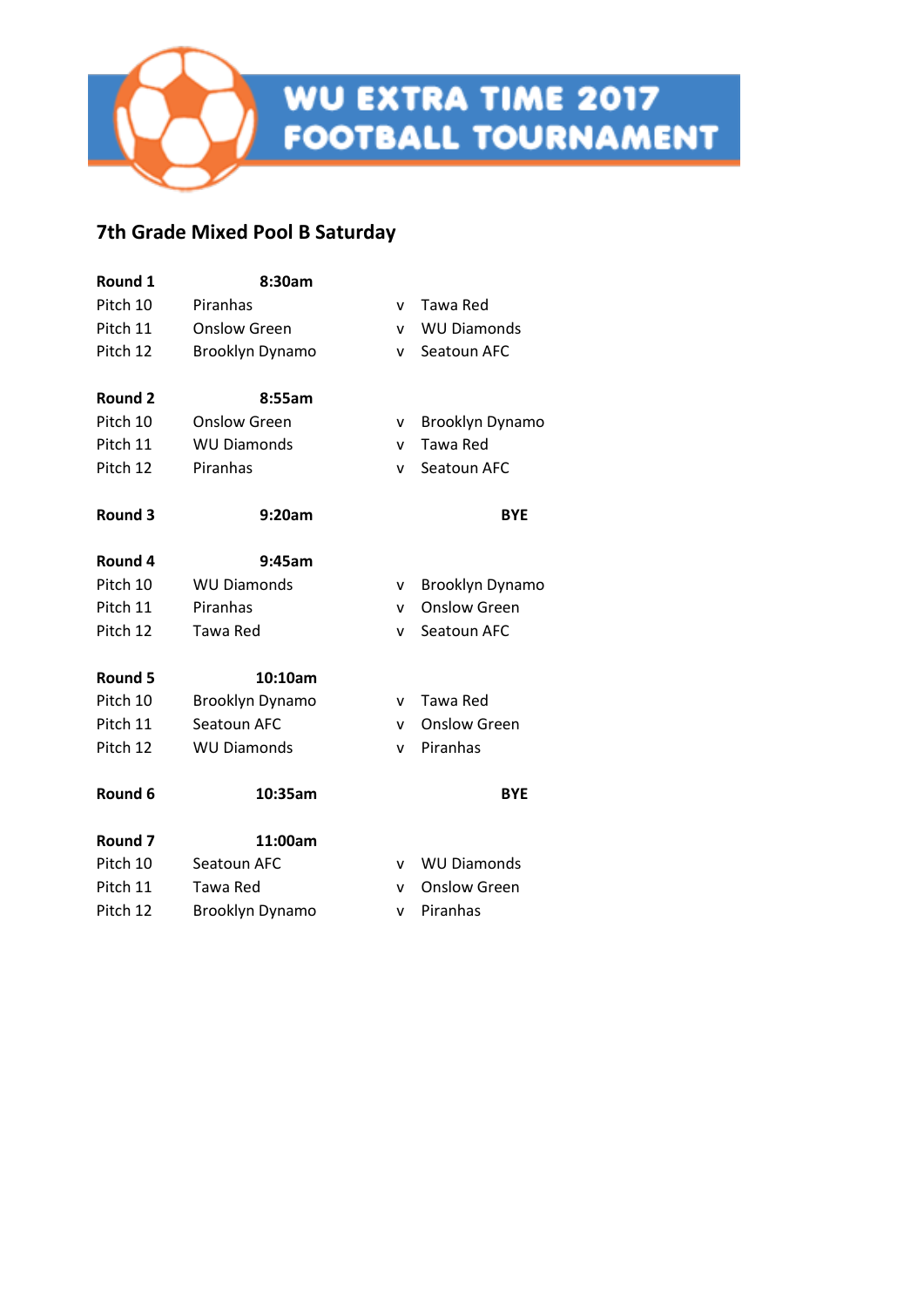# WU EXTRA TIME 2017 FOOTBALL TOURNAMENT

## 7th Grade Mixed Pool B Saturday

| **Round 1** | **8:30am** | | |
|---|---|---|---|
| Pitch 10 | Piranhas | v | Tawa Red |
| Pitch 11 | Onslow Green | v | WU Diamonds |
| Pitch 12 | Brooklyn Dynamo | v | Seatoun AFC |
| | | | |
| **Round 2** | **8:55am** | | |
| Pitch 10 | Onslow Green | v | Brooklyn Dynamo |
| Pitch 11 | WU Diamonds | v | Tawa Red |
| Pitch 12 | Piranhas | v | Seatoun AFC |
| | | | |
| **Round 3** | **9:20am** | | **BYE** |
| | | | |
| **Round 4** | **9:45am** | | |
| Pitch 10 | WU Diamonds | v | Brooklyn Dynamo |
| Pitch 11 | Piranhas | v | Onslow Green |
| Pitch 12 | Tawa Red | v | Seatoun AFC |
| | | | |
| **Round 5** | **10:10am** | | |
| Pitch 10 | Brooklyn Dynamo | v | Tawa Red |
| Pitch 11 | Seatoun AFC | v | Onslow Green |
| Pitch 12 | WU Diamonds | v | Piranhas |
| | | | |
| **Round 6** | **10:35am** | | **BYE** |
| | | | |
| **Round 7** | **11:00am** | | |
| Pitch 10 | Seatoun AFC | v | WU Diamonds |
| Pitch 11 | Tawa Red | v | Onslow Green |
| Pitch 12 | Brooklyn Dynamo | v | Piranhas |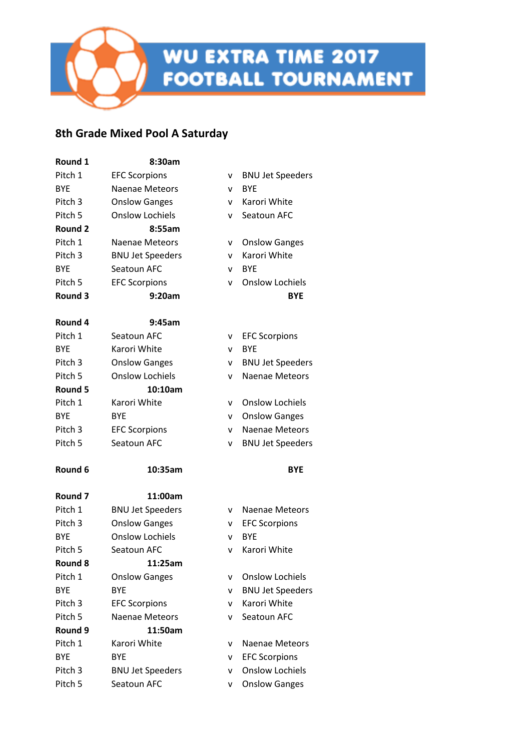# WU EXTRA TIME 2017 FOOTBALL TOURNAMENT

## 8th Grade Mixed Pool A Saturday

| | | | |
|---|---|---|---|
| **Round 1** | **8:30am** | | |
| Pitch 1 | EFC Scorpions | v | BNU Jet Speeders |
| BYE | Naenae Meteors | v | BYE |
| Pitch 3 | Onslow Ganges | v | Karori White |
| Pitch 5 | Onslow Lochiels | v | Seatoun AFC |
| **Round 2** | **8:55am** | | |
| Pitch 1 | Naenae Meteors | v | Onslow Ganges |
| Pitch 3 | BNU Jet Speeders | v | Karori White |
| BYE | Seatoun AFC | v | BYE |
| Pitch 5 | EFC Scorpions | v | Onslow Lochiels |
| **Round 3** | **9:20am** | | **BYE** |
| **Round 4** | **9:45am** | | |
| Pitch 1 | Seatoun AFC | v | EFC Scorpions |
| BYE | Karori White | v | BYE |
| Pitch 3 | Onslow Ganges | v | BNU Jet Speeders |
| Pitch 5 | Onslow Lochiels | v | Naenae Meteors |
| **Round 5** | **10:10am** | | |
| Pitch 1 | Karori White | v | Onslow Lochiels |
| BYE | BYE | v | Onslow Ganges |
| Pitch 3 | EFC Scorpions | v | Naenae Meteors |
| Pitch 5 | Seatoun AFC | v | BNU Jet Speeders |
| **Round 6** | **10:35am** | | **BYE** |
| **Round 7** | **11:00am** | | |
| Pitch 1 | BNU Jet Speeders | v | Naenae Meteors |
| Pitch 3 | Onslow Ganges | v | EFC Scorpions |
| BYE | Onslow Lochiels | v | BYE |
| Pitch 5 | Seatoun AFC | v | Karori White |
| **Round 8** | **11:25am** | | |
| Pitch 1 | Onslow Ganges | v | Onslow Lochiels |
| BYE | BYE | v | BNU Jet Speeders |
| Pitch 3 | EFC Scorpions | v | Karori White |
| Pitch 5 | Naenae Meteors | v | Seatoun AFC |
| **Round 9** | **11:50am** | | |
| Pitch 1 | Karori White | v | Naenae Meteors |
| BYE | BYE | v | EFC Scorpions |
| Pitch 3 | BNU Jet Speeders | v | Onslow Lochiels |
| Pitch 5 | Seatoun AFC | v | Onslow Ganges |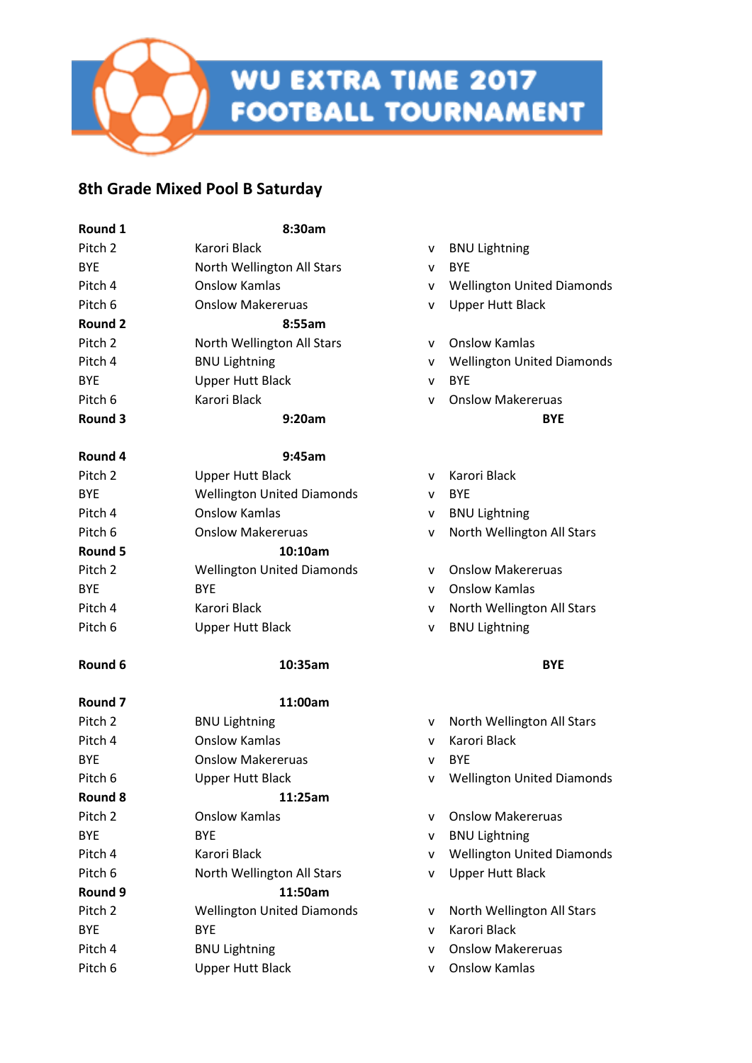# WU EXTRA TIME 2017 FOOTBALL TOURNAMENT

## 8th Grade Mixed Pool B Saturday

| | | | |
|---|---|---|---|
| **Round 1** | **8:30am** | | |
| Pitch 2 | Karori Black | v | BNU Lightning |
| BYE | North Wellington All Stars | v | BYE |
| Pitch 4 | Onslow Kamlas | v | Wellington United Diamonds |
| Pitch 6 | Onslow Makereruas | v | Upper Hutt Black |
| **Round 2** | **8:55am** | | |
| Pitch 2 | North Wellington All Stars | v | Onslow Kamlas |
| Pitch 4 | BNU Lightning | v | Wellington United Diamonds |
| BYE | Upper Hutt Black | v | BYE |
| Pitch 6 | Karori Black | v | Onslow Makereruas |
| **Round 3** | **9:20am** | | **BYE** |
| **Round 4** | **9:45am** | | |
| Pitch 2 | Upper Hutt Black | v | Karori Black |
| BYE | Wellington United Diamonds | v | BYE |
| Pitch 4 | Onslow Kamlas | v | BNU Lightning |
| Pitch 6 | Onslow Makereruas | v | North Wellington All Stars |
| **Round 5** | **10:10am** | | |
| Pitch 2 | Wellington United Diamonds | v | Onslow Makereruas |
| BYE | BYE | v | Onslow Kamlas |
| Pitch 4 | Karori Black | v | North Wellington All Stars |
| Pitch 6 | Upper Hutt Black | v | BNU Lightning |
| **Round 6** | **10:35am** | | **BYE** |
| **Round 7** | **11:00am** | | |
| Pitch 2 | BNU Lightning | v | North Wellington All Stars |
| Pitch 4 | Onslow Kamlas | v | Karori Black |
| BYE | Onslow Makereruas | v | BYE |
| Pitch 6 | Upper Hutt Black | v | Wellington United Diamonds |
| **Round 8** | **11:25am** | | |
| Pitch 2 | Onslow Kamlas | v | Onslow Makereruas |
| BYE | BYE | v | BNU Lightning |
| Pitch 4 | Karori Black | v | Wellington United Diamonds |
| Pitch 6 | North Wellington All Stars | v | Upper Hutt Black |
| **Round 9** | **11:50am** | | |
| Pitch 2 | Wellington United Diamonds | v | North Wellington All Stars |
| BYE | BYE | v | Karori Black |
| Pitch 4 | BNU Lightning | v | Onslow Makereruas |
| Pitch 6 | Upper Hutt Black | v | Onslow Kamlas |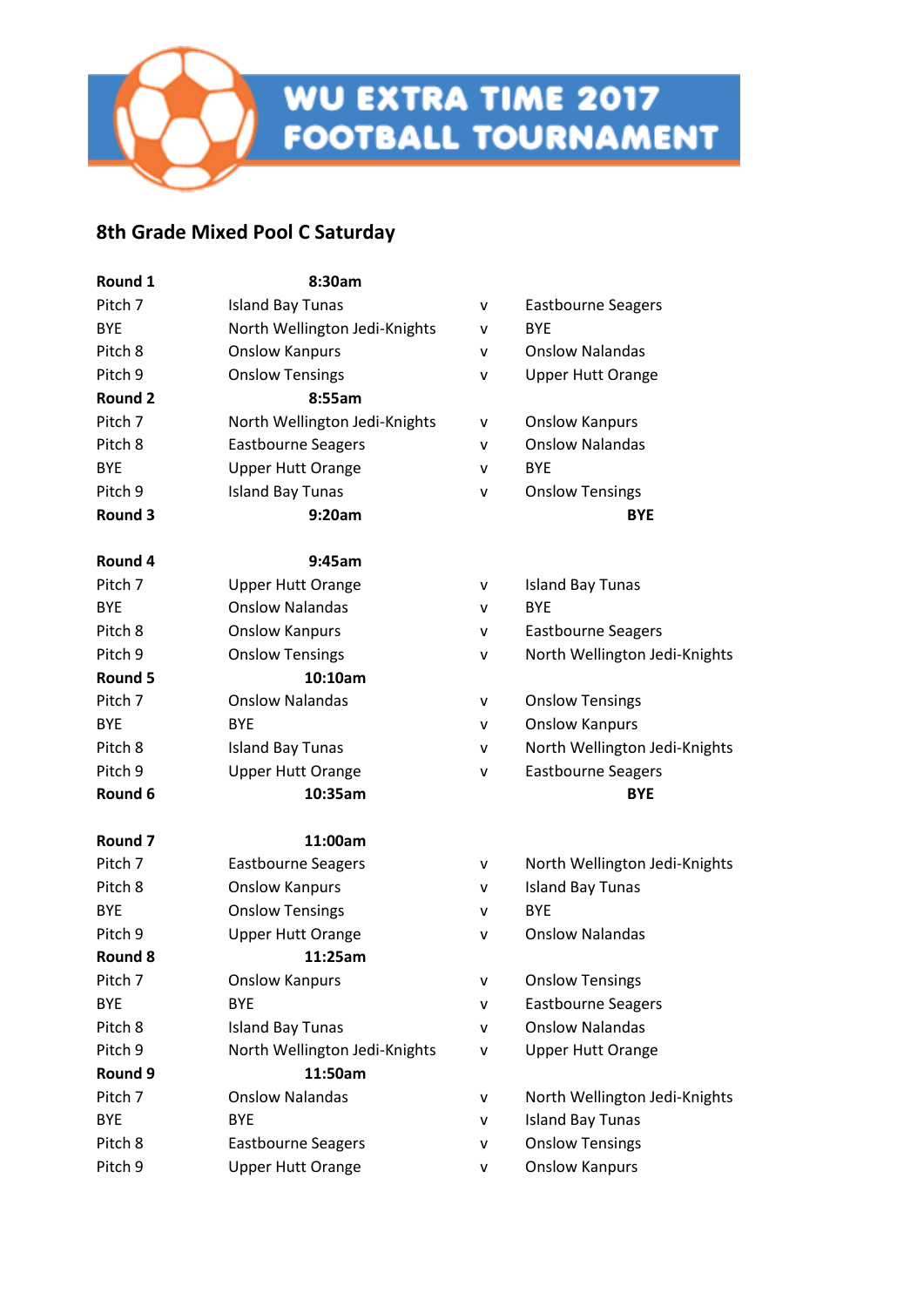# WU EXTRA TIME 2017 FOOTBALL TOURNAMENT

## 8th Grade Mixed Pool C Saturday

| | | | |
|---|---|---|---|
| **Round 1** | **8:30am** | | |
| Pitch 7 | Island Bay Tunas | v | Eastbourne Seagers |
| BYE | North Wellington Jedi-Knights | v | BYE |
| Pitch 8 | Onslow Kanpurs | v | Onslow Nalandas |
| Pitch 9 | Onslow Tensings | v | Upper Hutt Orange |
| **Round 2** | **8:55am** | | |
| Pitch 7 | North Wellington Jedi-Knights | v | Onslow Kanpurs |
| Pitch 8 | Eastbourne Seagers | v | Onslow Nalandas |
| BYE | Upper Hutt Orange | v | BYE |
| Pitch 9 | Island Bay Tunas | v | Onslow Tensings |
| **Round 3** | **9:20am** | | **BYE** |
| **Round 4** | **9:45am** | | |
| Pitch 7 | Upper Hutt Orange | v | Island Bay Tunas |
| BYE | Onslow Nalandas | v | BYE |
| Pitch 8 | Onslow Kanpurs | v | Eastbourne Seagers |
| Pitch 9 | Onslow Tensings | v | North Wellington Jedi-Knights |
| **Round 5** | **10:10am** | | |
| Pitch 7 | Onslow Nalandas | v | Onslow Tensings |
| BYE | BYE | v | Onslow Kanpurs |
| Pitch 8 | Island Bay Tunas | v | North Wellington Jedi-Knights |
| Pitch 9 | Upper Hutt Orange | v | Eastbourne Seagers |
| **Round 6** | **10:35am** | | **BYE** |
| **Round 7** | **11:00am** | | |
| Pitch 7 | Eastbourne Seagers | v | North Wellington Jedi-Knights |
| Pitch 8 | Onslow Kanpurs | v | Island Bay Tunas |
| BYE | Onslow Tensings | v | BYE |
| Pitch 9 | Upper Hutt Orange | v | Onslow Nalandas |
| **Round 8** | **11:25am** | | |
| Pitch 7 | Onslow Kanpurs | v | Onslow Tensings |
| BYE | BYE | v | Eastbourne Seagers |
| Pitch 8 | Island Bay Tunas | v | Onslow Nalandas |
| Pitch 9 | North Wellington Jedi-Knights | v | Upper Hutt Orange |
| **Round 9** | **11:50am** | | |
| Pitch 7 | Onslow Nalandas | v | North Wellington Jedi-Knights |
| BYE | BYE | v | Island Bay Tunas |
| Pitch 8 | Eastbourne Seagers | v | Onslow Tensings |
| Pitch 9 | Upper Hutt Orange | v | Onslow Kanpurs |